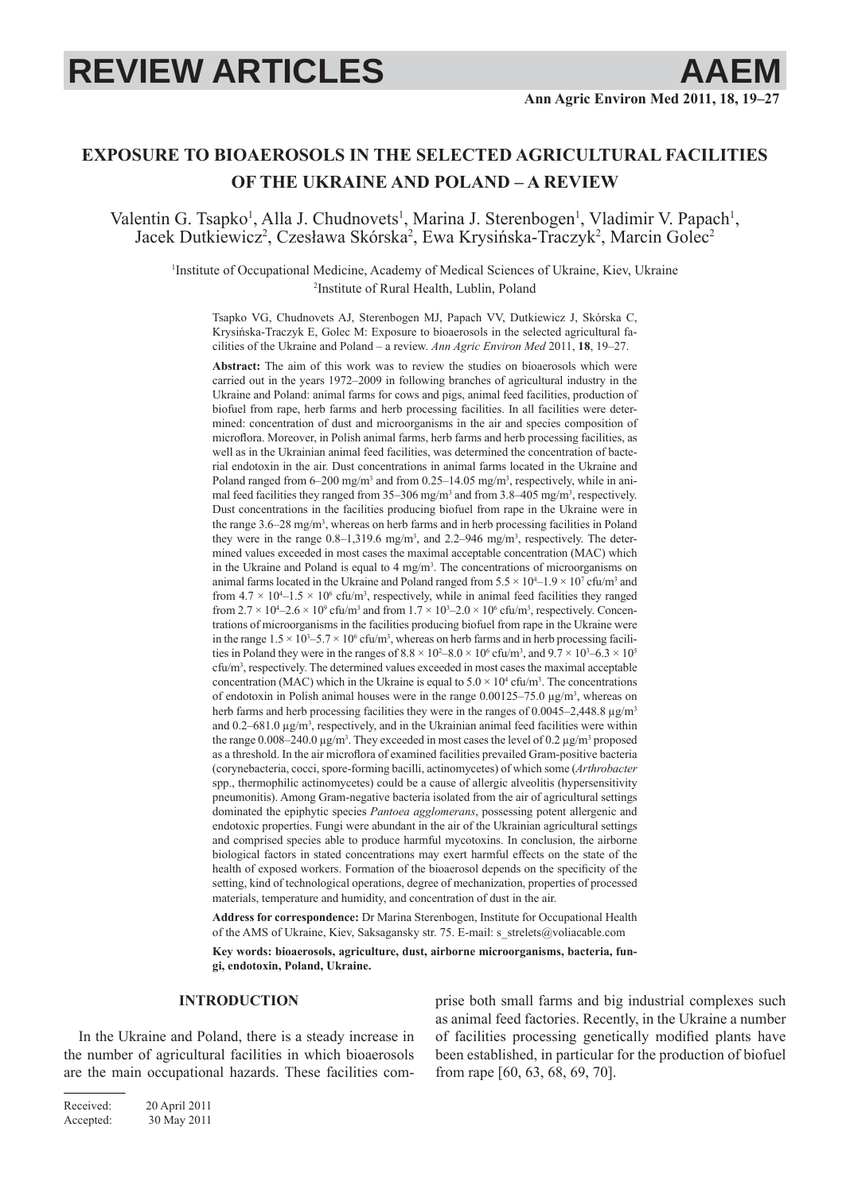# EXPOSURE TO BIOAEROSOLS IN THE SELECTED AGRICULTURAL FACILITIES OF THE UKRAINE AND POLAND – A REVIEW

Valentin G. Tsapko[1], Alla J. Chudnovets[1], Marina J. Sterenbogen[1], Vladimir V. Papach[1], Jacek Dutkiewicz[2], Czesława Skórska[2], Ewa Krysińska-Traczyk[2], Marcin Golec[2]

[1]Institute of Occupational Medicine, Academy of Medical Sciences of Ukraine, Kiev, Ukraine
[2]Institute of Rural Health, Lublin, Poland

Tsapko VG, Chudnovets AJ, Sterenbogen MJ, Papach VV, Dutkiewicz J, Skórska C, Krysińska-Traczyk E, Golec M: Exposure to bioaerosols in the selected agricultural facilities of the Ukraine and Poland – a review. *Ann Agric Environ Med* 2011, **18**, 19–27.

**Abstract:** The aim of this work was to review the studies on bioaerosols which were carried out in the years 1972–2009 in following branches of agricultural industry in the Ukraine and Poland: animal farms for cows and pigs, animal feed facilities, production of biofuel from rape, herb farms and herb processing facilities. In all facilities were determined: concentration of dust and microorganisms in the air and species composition of microflora. Moreover, in Polish animal farms, herb farms and herb processing facilities, as well as in the Ukrainian animal feed facilities, was determined the concentration of bacterial endotoxin in the air. Dust concentrations in animal farms located in the Ukraine and Poland ranged from 6–200 mg/m$^3$ and from 0.25–14.05 mg/m$^3$, respectively, while in animal feed facilities they ranged from 35–306 mg/m$^3$ and from 3.8–405 mg/m$^3$, respectively. Dust concentrations in the facilities producing biofuel from rape in the Ukraine were in the range 3.6–28 mg/m$^3$, whereas on herb farms and in herb processing facilities in Poland they were in the range 0.8–1,319.6 mg/m$^3$, and 2.2–946 mg/m$^3$, respectively. The determined values exceeded in most cases the maximal acceptable concentration (MAC) which in the Ukraine and Poland is equal to 4 mg/m$^3$. The concentrations of microorganisms on animal farms located in the Ukraine and Poland ranged from $5.5 \times 10^4$–$1.9 \times 10^7$ cfu/m$^3$ and from $4.7 \times 10^4$–$1.5 \times 10^6$ cfu/m$^3$, respectively, while in animal feed facilities they ranged from $2.7 \times 10^4$–$2.6 \times 10^9$ cfu/m$^3$ and from $1.7 \times 10^3$–$2.0 \times 10^6$ cfu/m$^3$, respectively. Concentrations of microorganisms in the facilities producing biofuel from rape in the Ukraine were in the range $1.5 \times 10^3$–$5.7 \times 10^6$ cfu/m$^3$, whereas on herb farms and in herb processing facilities in Poland they were in the ranges of $8.8 \times 10^2$–$8.0 \times 10^6$ cfu/m$^3$, and $9.7 \times 10^3$–$6.3 \times 10^5$ cfu/m$^3$, respectively. The determined values exceeded in most cases the maximal acceptable concentration (MAC) which in the Ukraine is equal to $5.0 \times 10^4$ cfu/m$^3$. The concentrations of endotoxin in Polish animal houses were in the range 0.00125–75.0 µg/m$^3$, whereas on herb farms and herb processing facilities they were in the ranges of 0.0045–2,448.8 µg/m$^3$ and 0.2–681.0 µg/m$^3$, respectively, and in the Ukrainian animal feed facilities were within the range 0.008–240.0 µg/m$^3$. They exceeded in most cases the level of 0.2 µg/m$^3$ proposed as a threshold. In the air microflora of examined facilities prevailed Gram-positive bacteria (corynebacteria, cocci, spore-forming bacilli, actinomycetes) of which some (*Arthrobacter* spp., thermophilic actinomycetes) could be a cause of allergic alveolitis (hypersensitivity pneumonitis). Among Gram-negative bacteria isolated from the air of agricultural settings dominated the epiphytic species *Pantoea agglomerans*, possessing potent allergenic and endotoxic properties. Fungi were abundant in the air of the Ukrainian agricultural settings and comprised species able to produce harmful mycotoxins. In conclusion, the airborne biological factors in stated concentrations may exert harmful effects on the state of the health of exposed workers. Formation of the bioaerosol depends on the specificity of the setting, kind of technological operations, degree of mechanization, properties of processed materials, temperature and humidity, and concentration of dust in the air.

**Address for correspondence:** Dr Marina Sterenbogen, Institute for Occupational Health of the AMS of Ukraine, Kiev, Saksagansky str. 75. E-mail: s_strelets@voliacable.com

**Key words: bioaerosols, agriculture, dust, airborne microorganisms, bacteria, fungi, endotoxin, Poland, Ukraine.**

## INTRODUCTION

In the Ukraine and Poland, there is a steady increase in the number of agricultural facilities in which bioaerosols are the main occupational hazards. These facilities comprise both small farms and big industrial complexes such as animal feed factories. Recently, in the Ukraine a number of facilities processing genetically modified plants have been established, in particular for the production of biofuel from rape [60, 63, 68, 69, 70].

Received: 20 April 2011
Accepted: 30 May 2011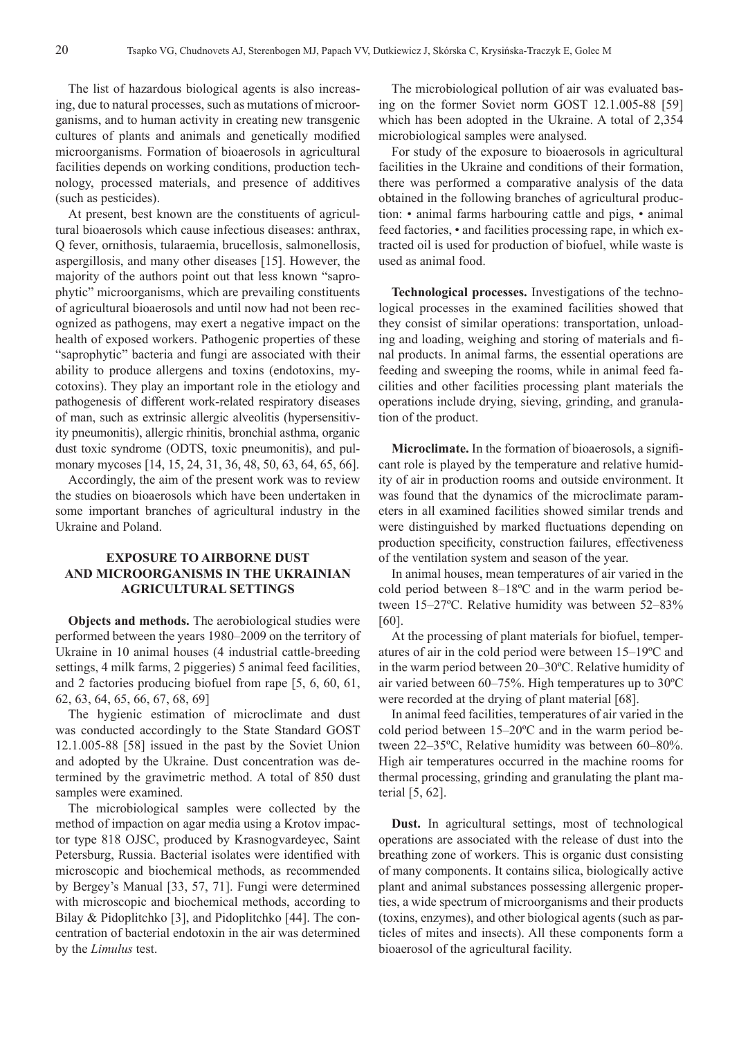The list of hazardous biological agents is also increasing, due to natural processes, such as mutations of microorganisms, and to human activity in creating new transgenic cultures of plants and animals and genetically modified microorganisms. Formation of bioaerosols in agricultural facilities depends on working conditions, production technology, processed materials, and presence of additives (such as pesticides).

At present, best known are the constituents of agricultural bioaerosols which cause infectious diseases: anthrax, Q fever, ornithosis, tularaemia, brucellosis, salmonellosis, aspergillosis, and many other diseases [15]. However, the majority of the authors point out that less known "saprophytic" microorganisms, which are prevailing constituents of agricultural bioaerosols and until now had not been recognized as pathogens, may exert a negative impact on the health of exposed workers. Pathogenic properties of these "saprophytic" bacteria and fungi are associated with their ability to produce allergens and toxins (endotoxins, mycotoxins). They play an important role in the etiology and pathogenesis of different work-related respiratory diseases of man, such as extrinsic allergic alveolitis (hypersensitivity pneumonitis), allergic rhinitis, bronchial asthma, organic dust toxic syndrome (ODTS, toxic pneumonitis), and pulmonary mycoses [14, 15, 24, 31, 36, 48, 50, 63, 64, 65, 66].

Accordingly, the aim of the present work was to review the studies on bioaerosols which have been undertaken in some important branches of agricultural industry in the Ukraine and Poland.

## EXPOSURE TO AIRBORNE DUST AND MICROORGANISMS IN THE UKRAINIAN AGRICULTURAL SETTINGS

**Objects and methods.** The aerobiological studies were performed between the years 1980–2009 on the territory of Ukraine in 10 animal houses (4 industrial cattle-breeding settings, 4 milk farms, 2 piggeries) 5 animal feed facilities, and 2 factories producing biofuel from rape [5, 6, 60, 61, 62, 63, 64, 65, 66, 67, 68, 69]

The hygienic estimation of microclimate and dust was conducted accordingly to the State Standard GOST 12.1.005-88 [58] issued in the past by the Soviet Union and adopted by the Ukraine. Dust concentration was determined by the gravimetric method. A total of 850 dust samples were examined.

The microbiological samples were collected by the method of impaction on agar media using a Krotov impactor type 818 OJSC, produced by Krasnogvardeyec, Saint Petersburg, Russia. Bacterial isolates were identified with microscopic and biochemical methods, as recommended by Bergey's Manual [33, 57, 71]. Fungi were determined with microscopic and biochemical methods, according to Bilay & Pidoplitchko [3], and Pidoplitchko [44]. The concentration of bacterial endotoxin in the air was determined by the *Limulus* test.

The microbiological pollution of air was evaluated basing on the former Soviet norm GOST 12.1.005-88 [59] which has been adopted in the Ukraine. A total of 2,354 microbiological samples were analysed.

For study of the exposure to bioaerosols in agricultural facilities in the Ukraine and conditions of their formation, there was performed a comparative analysis of the data obtained in the following branches of agricultural production: • animal farms harbouring cattle and pigs, • animal feed factories, • and facilities processing rape, in which extracted oil is used for production of biofuel, while waste is used as animal food.

**Technological processes.** Investigations of the technological processes in the examined facilities showed that they consist of similar operations: transportation, unloading and loading, weighing and storing of materials and final products. In animal farms, the essential operations are feeding and sweeping the rooms, while in animal feed facilities and other facilities processing plant materials the operations include drying, sieving, grinding, and granulation of the product.

**Microclimate.** In the formation of bioaerosols, a significant role is played by the temperature and relative humidity of air in production rooms and outside environment. It was found that the dynamics of the microclimate parameters in all examined facilities showed similar trends and were distinguished by marked fluctuations depending on production specificity, construction failures, effectiveness of the ventilation system and season of the year.

In animal houses, mean temperatures of air varied in the cold period between 8–18ºC and in the warm period between 15–27ºC. Relative humidity was between 52–83% [60].

At the processing of plant materials for biofuel, temperatures of air in the cold period were between 15–19ºC and in the warm period between 20–30ºC. Relative humidity of air varied between 60–75%. High temperatures up to 30ºC were recorded at the drying of plant material [68].

In animal feed facilities, temperatures of air varied in the cold period between 15–20ºC and in the warm period between 22–35ºC, Relative humidity was between 60–80%. High air temperatures occurred in the machine rooms for thermal processing, grinding and granulating the plant material [5, 62].

**Dust.** In agricultural settings, most of technological operations are associated with the release of dust into the breathing zone of workers. This is organic dust consisting of many components. It contains silica, biologically active plant and animal substances possessing allergenic properties, a wide spectrum of microorganisms and their products (toxins, enzymes), and other biological agents (such as particles of mites and insects). All these components form a bioaerosol of the agricultural facility.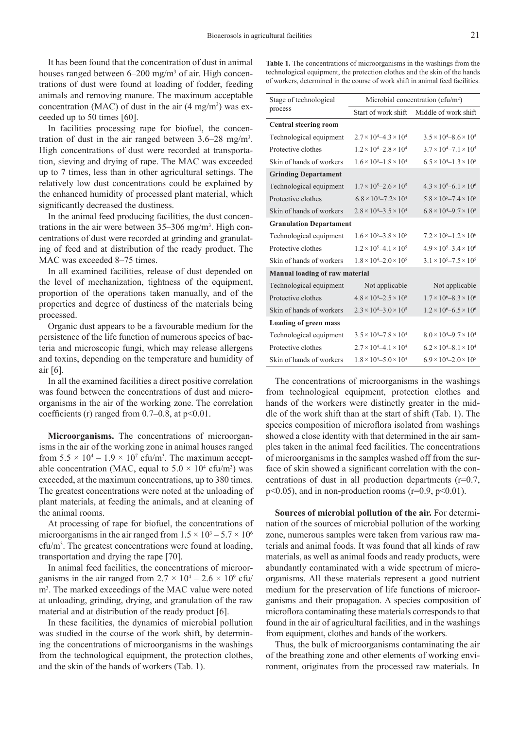It has been found that the concentration of dust in animal houses ranged between 6–200 mg/m$^3$ of air. High concentrations of dust were found at loading of fodder, feeding animals and removing manure. The maximum acceptable concentration (MAC) of dust in the air (4 mg/m$^3$) was exceeded up to 50 times [60].

In facilities processing rape for biofuel, the concentration of dust in the air ranged between 3.6–28 mg/m$^3$. High concentrations of dust were recorded at transportation, sieving and drying of rape. The MAC was exceeded up to 7 times, less than in other agricultural settings. The relatively low dust concentrations could be explained by the enhanced humidity of processed plant material, which significantly decreased the dustiness.

In the animal feed producing facilities, the dust concentrations in the air were between 35–306 mg/m$^3$. High concentrations of dust were recorded at grinding and granulating of feed and at distribution of the ready product. The MAC was exceeded 8–75 times.

In all examined facilities, release of dust depended on the level of mechanization, tightness of the equipment, proportion of the operations taken manually, and of the properties and degree of dustiness of the materials being processed.

Organic dust appears to be a favourable medium for the persistence of the life function of numerous species of bacteria and microscopic fungi, which may release allergens and toxins, depending on the temperature and humidity of air [6].

In all the examined facilities a direct positive correlation was found between the concentrations of dust and microorganisms in the air of the working zone. The correlation coefficients (r) ranged from 0.7–0.8, at $p<0.01$.

**Microorganisms.** The concentrations of microorganisms in the air of the working zone in animal houses ranged from $5.5 \times 10^4 – 1.9 \times 10^7$ cfu/m$^3$. The maximum acceptable concentration (MAC, equal to $5.0 \times 10^4$ cfu/m$^3$) was exceeded, at the maximum concentrations, up to 380 times. The greatest concentrations were noted at the unloading of plant materials, at feeding the animals, and at cleaning of the animal rooms.

At processing of rape for biofuel, the concentrations of microorganisms in the air ranged from $1.5 \times 10^3 – 5.7 \times 10^6$ cfu/m$^3$. The greatest concentrations were found at loading, transportation and drying the rape [70].

In animal feed facilities, the concentrations of microorganisms in the air ranged from $2.7 \times 10^4 – 2.6 \times 10^9$ cfu/m$^3$. The marked exceedings of the MAC value were noted at unloading, grinding, drying, and granulation of the raw material and at distribution of the ready product [6].

In these facilities, the dynamics of microbial pollution was studied in the course of the work shift, by determining the concentrations of microorganisms in the washings from the technological equipment, the protection clothes, and the skin of the hands of workers (Tab. 1).

**Table 1.** The concentrations of microorganisms in the washings from the technological equipment, the protection clothes and the skin of the hands of workers, determined in the course of work shift in animal feed facilities.

| Stage of technological process | Microbial concentration (cfu/m$^2$) | |
|---|---|---|
| | Start of work shift | Middle of work shift |
| **Central steering room** | | |
| Technological equipment | $2.7 \times 10^4$–$4.3 \times 10^4$ | $3.5 \times 10^4$–$8.6 \times 10^5$ |
| Protective clothes | $1.2 \times 10^4$–$2.8 \times 10^4$ | $3.7 \times 10^4$–$7.1 \times 10^5$ |
| Skin of hands of workers | $1.6 \times 10^3$–$1.8 \times 10^4$ | $6.5 \times 10^4$–$1.3 \times 10^5$ |
| **Grinding Departament** | | |
| Technological equipment | $1.7 \times 10^5$–$2.6 \times 10^5$ | $4.3 \times 10^5$–$6.1 \times 10^6$ |
| Protective clothes | $6.8 \times 10^4$–$7.2 \times 10^4$ | $5.8 \times 10^5$–$7.4 \times 10^5$ |
| Skin of hands of workers | $2.8 \times 10^4$–$3.5 \times 10^4$ | $6.8 \times 10^4$–$9.7 \times 10^5$ |
| **Granulation Departament** | | |
| Technological equipment | $1.6 \times 10^5$–$3.8 \times 10^5$ | $7.2 \times 10^5$–$1.2 \times 10^6$ |
| Protective clothes | $1.2 \times 10^5$–$4.1 \times 10^5$ | $4.9 \times 10^5$–$3.4 \times 10^6$ |
| Skin of hands of workers | $1.8 \times 10^4$–$2.0 \times 10^5$ | $3.1 \times 10^5$–$7.5 \times 10^5$ |
| **Manual loading of raw material** | | |
| Technological equipment | Not applicable | Not applicable |
| Protective clothes | $4.8 \times 10^4$–$2.5 \times 10^5$ | $1.7 \times 10^6$–$8.3 \times 10^6$ |
| Skin of hands of workers | $2.3 \times 10^4$–$3.0 \times 10^5$ | $1.2 \times 10^6$–$6.5 \times 10^6$ |
| **Loading of green mass** | | |
| Technological equipment | $3.5 \times 10^4$–$7.8 \times 10^4$ | $8.0 \times 10^4$–$9.7 \times 10^4$ |
| Protective clothes | $2.7 \times 10^4$–$4.1 \times 10^4$ | $6.2 \times 10^4$–$8.1 \times 10^4$ |
| Skin of hands of workers | $1.8 \times 10^4$–$5.0 \times 10^4$ | $6.9 \times 10^4$–$2.0 \times 10^5$ |

The concentrations of microorganisms in the washings from technological equipment, protection clothes and hands of the workers were distinctly greater in the middle of the work shift than at the start of shift (Tab. 1). The species composition of microflora isolated from washings showed a close identity with that determined in the air samples taken in the animal feed facilities. The concentrations of microorganisms in the samples washed off from the surface of skin showed a significant correlation with the concentrations of dust in all production departments (r=0.7, $p<0.05$), and in non-production rooms (r=0.9, $p<0.01$).

**Sources of microbial pollution of the air.** For determination of the sources of microbial pollution of the working zone, numerous samples were taken from various raw materials and animal foods. It was found that all kinds of raw materials, as well as animal foods and ready products, were abundantly contaminated with a wide spectrum of microorganisms. All these materials represent a good nutrient medium for the preservation of life functions of microorganisms and their propagation. A species composition of microflora contaminating these materials corresponds to that found in the air of agricultural facilities, and in the washings from equipment, clothes and hands of the workers.

Thus, the bulk of microorganisms contaminating the air of the breathing zone and other elements of working environment, originates from the processed raw materials. In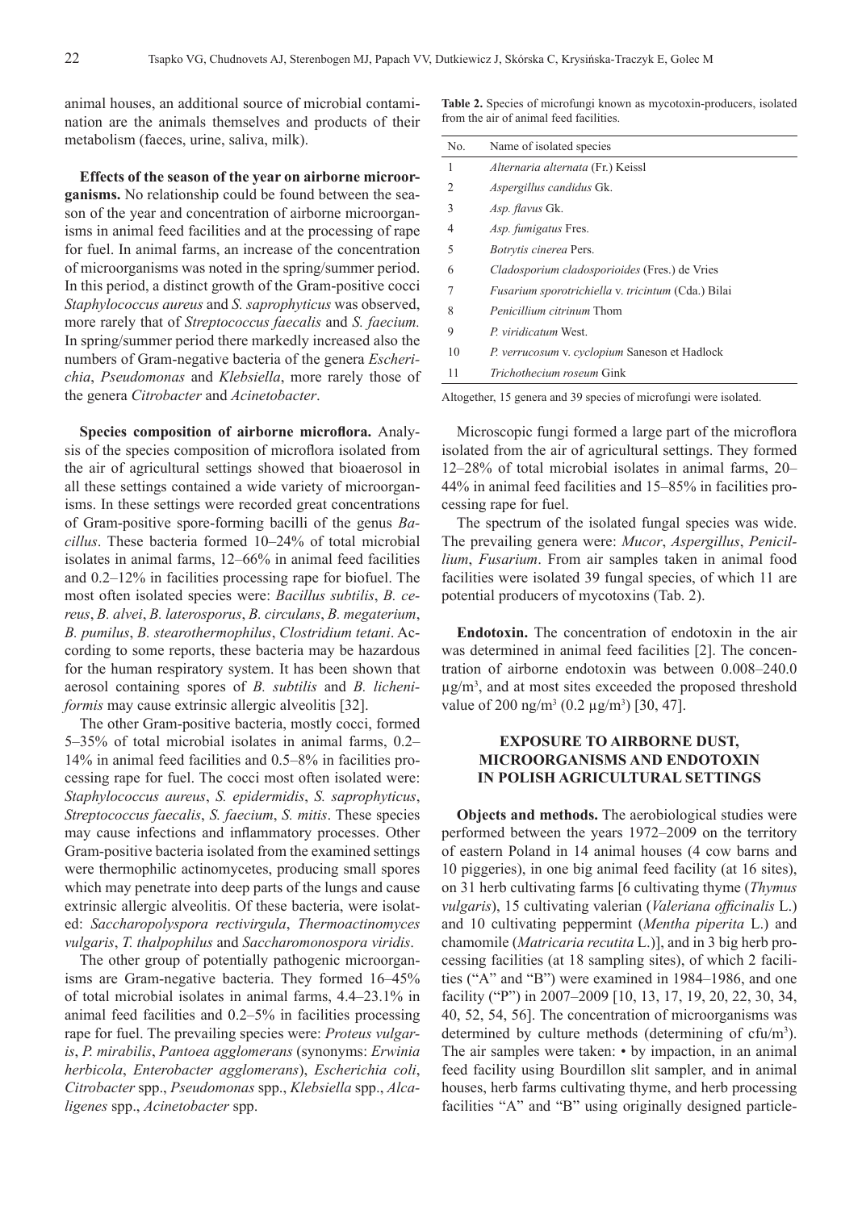animal houses, an additional source of microbial contamination are the animals themselves and products of their metabolism (faeces, urine, saliva, milk).

**Effects of the season of the year on airborne microorganisms.** No relationship could be found between the season of the year and concentration of airborne microorganisms in animal feed facilities and at the processing of rape for fuel. In animal farms, an increase of the concentration of microorganisms was noted in the spring/summer period. In this period, a distinct growth of the Gram-positive cocci *Staphylococcus aureus* and *S. saprophyticus* was observed, more rarely that of *Streptococcus faecalis* and *S. faecium.* In spring/summer period there markedly increased also the numbers of Gram-negative bacteria of the genera *Escherichia*, *Pseudomonas* and *Klebsiella*, more rarely those of the genera *Citrobacter* and *Acinetobacter*.

**Species composition of airborne microflora.** Analysis of the species composition of microflora isolated from the air of agricultural settings showed that bioaerosol in all these settings contained a wide variety of microorganisms. In these settings were recorded great concentrations of Gram-positive spore-forming bacilli of the genus *Bacillus*. These bacteria formed 10–24% of total microbial isolates in animal farms, 12–66% in animal feed facilities and 0.2–12% in facilities processing rape for biofuel. The most often isolated species were: *Bacillus subtilis*, *B. cereus*, *B. alvei*, *B. laterosporus*, *B. circulans*, *B. megaterium*, *B. pumilus*, *B. stearothermophilus*, *Clostridium tetani*. According to some reports, these bacteria may be hazardous for the human respiratory system. It has been shown that aerosol containing spores of *B. subtilis* and *B. licheniformis* may cause extrinsic allergic alveolitis [32].

The other Gram-positive bacteria, mostly cocci, formed 5–35% of total microbial isolates in animal farms, 0.2–14% in animal feed facilities and 0.5–8% in facilities processing rape for fuel. The cocci most often isolated were: *Staphylococcus aureus*, *S. epidermidis*, *S. saprophyticus*, *Streptococcus faecalis*, *S. faecium*, *S. mitis*. These species may cause infections and inflammatory processes. Other Gram-positive bacteria isolated from the examined settings were thermophilic actinomycetes, producing small spores which may penetrate into deep parts of the lungs and cause extrinsic allergic alveolitis. Of these bacteria, were isolated: *Saccharopolyspora rectivirgula*, *Thermoactinomyces vulgaris*, *T. thalpophilus* and *Saccharomonospora viridis*.

The other group of potentially pathogenic microorganisms are Gram-negative bacteria. They formed 16–45% of total microbial isolates in animal farms, 4.4–23.1% in animal feed facilities and 0.2–5% in facilities processing rape for fuel. The prevailing species were: *Proteus vulgaris*, *P. mirabilis*, *Pantoea agglomerans* (synonyms: *Erwinia herbicola*, *Enterobacter agglomerans*), *Escherichia coli*, *Citrobacter* spp., *Pseudomonas* spp., *Klebsiella* spp., *Alcaligenes* spp., *Acinetobacter* spp.

**Table 2.** Species of microfungi known as mycotoxin-producers, isolated from the air of animal feed facilities.

| No. | Name of isolated species |
|---|---|
| 1 | *Alternaria alternata* (Fr.) Keissl |
| 2 | *Aspergillus candidus* Gk. |
| 3 | *Asp. flavus* Gk. |
| 4 | *Asp. fumigatus* Fres. |
| 5 | *Botrytis cinerea* Pers. |
| 6 | *Cladosporium cladosporioides* (Fres.) de Vries |
| 7 | *Fusarium sporotrichiella* v. *tricintum* (Cda.) Bilai |
| 8 | *Penicillium citrinum* Thom |
| 9 | *P. viridicatum* West. |
| 10 | *P. verrucosum* v. *cyclopium* Saneson et Hadlock |
| 11 | *Trichothecium roseum* Gink |

Altogether, 15 genera and 39 species of microfungi were isolated.

Microscopic fungi formed a large part of the microflora isolated from the air of agricultural settings. They formed 12–28% of total microbial isolates in animal farms, 20–44% in animal feed facilities and 15–85% in facilities processing rape for fuel.

The spectrum of the isolated fungal species was wide. The prevailing genera were: *Mucor*, *Aspergillus*, *Penicillium*, *Fusarium*. From air samples taken in animal food facilities were isolated 39 fungal species, of which 11 are potential producers of mycotoxins (Tab. 2).

**Endotoxin.** The concentration of endotoxin in the air was determined in animal feed facilities [2]. The concentration of airborne endotoxin was between 0.008–240.0 μg/m$^3$, and at most sites exceeded the proposed threshold value of 200 ng/m$^3$ (0.2 μg/m$^3$) [30, 47].

## EXPOSURE TO AIRBORNE DUST, MICROORGANISMS AND ENDOTOXIN IN POLISH AGRICULTURAL SETTINGS

**Objects and methods.** The aerobiological studies were performed between the years 1972–2009 on the territory of eastern Poland in 14 animal houses (4 cow barns and 10 piggeries), in one big animal feed facility (at 16 sites), on 31 herb cultivating farms [6 cultivating thyme (*Thymus vulgaris*), 15 cultivating valerian (*Valeriana officinalis* L.) and 10 cultivating peppermint (*Mentha piperita* L.) and chamomile (*Matricaria recutita* L.)], and in 3 big herb processing facilities (at 18 sampling sites), of which 2 facilities ("A" and "B") were examined in 1984–1986, and one facility ("P") in 2007–2009 [10, 13, 17, 19, 20, 22, 30, 34, 40, 52, 54, 56]. The concentration of microorganisms was determined by culture methods (determining of cfu/m$^3$). The air samples were taken: • by impaction, in an animal feed facility using Bourdillon slit sampler, and in animal houses, herb farms cultivating thyme, and herb processing facilities "A" and "B" using originally designed particle-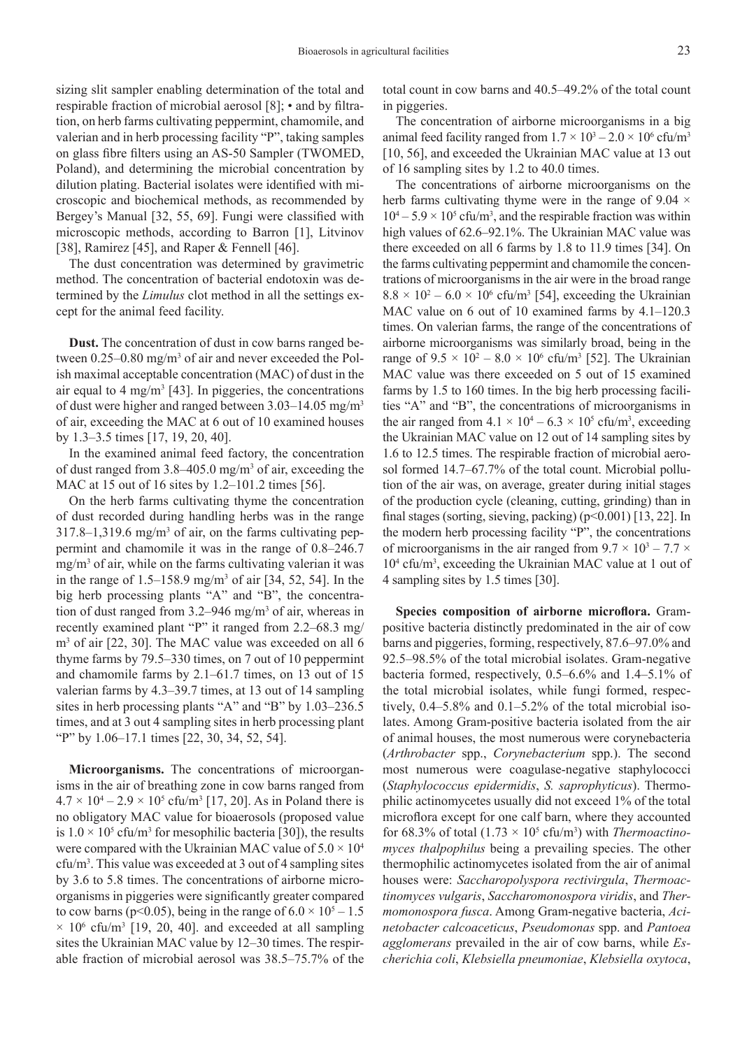sizing slit sampler enabling determination of the total and respirable fraction of microbial aerosol [8]; • and by filtration, on herb farms cultivating peppermint, chamomile, and valerian and in herb processing facility "P", taking samples on glass fibre filters using an AS-50 Sampler (TWOMED, Poland), and determining the microbial concentration by dilution plating. Bacterial isolates were identified with microscopic and biochemical methods, as recommended by Bergey's Manual [32, 55, 69]. Fungi were classified with microscopic methods, according to Barron [1], Litvinov [38], Ramirez [45], and Raper & Fennell [46].

The dust concentration was determined by gravimetric method. The concentration of bacterial endotoxin was determined by the *Limulus* clot method in all the settings except for the animal feed facility.

**Dust.** The concentration of dust in cow barns ranged between 0.25–0.80 mg/m$^3$ of air and never exceeded the Polish maximal acceptable concentration (MAC) of dust in the air equal to 4 mg/m$^3$ [43]. In piggeries, the concentrations of dust were higher and ranged between 3.03–14.05 mg/m$^3$ of air, exceeding the MAC at 6 out of 10 examined houses by 1.3–3.5 times [17, 19, 20, 40].

In the examined animal feed factory, the concentration of dust ranged from 3.8–405.0 mg/m$^3$ of air, exceeding the MAC at 15 out of 16 sites by 1.2–101.2 times [56].

On the herb farms cultivating thyme the concentration of dust recorded during handling herbs was in the range 317.8–1,319.6 mg/m$^3$ of air, on the farms cultivating peppermint and chamomile it was in the range of 0.8–246.7 mg/m$^3$ of air, while on the farms cultivating valerian it was in the range of 1.5–158.9 mg/m$^3$ of air [34, 52, 54]. In the big herb processing plants "A" and "B", the concentration of dust ranged from 3.2–946 mg/m$^3$ of air, whereas in recently examined plant "P" it ranged from 2.2–68.3 mg/m$^3$ of air [22, 30]. The MAC value was exceeded on all 6 thyme farms by 79.5–330 times, on 7 out of 10 peppermint and chamomile farms by 2.1–61.7 times, on 13 out of 15 valerian farms by 4.3–39.7 times, at 13 out of 14 sampling sites in herb processing plants "A" and "B" by 1.03–236.5 times, and at 3 out 4 sampling sites in herb processing plant "P" by 1.06–17.1 times [22, 30, 34, 52, 54].

**Microorganisms.** The concentrations of microorganisms in the air of breathing zone in cow barns ranged from $4.7 \times 10^4 – 2.9 \times 10^5$ cfu/m$^3$ [17, 20]. As in Poland there is no obligatory MAC value for bioaerosols (proposed value is $1.0 \times 10^5$ cfu/m$^3$ for mesophilic bacteria [30]), the results were compared with the Ukrainian MAC value of $5.0 \times 10^4$ cfu/m$^3$. This value was exceeded at 3 out of 4 sampling sites by 3.6 to 5.8 times. The concentrations of airborne microorganisms in piggeries were significantly greater compared to cow barns ($p<0.05$), being in the range of $6.0 \times 10^5 – 1.5 \times 10^6$ cfu/m$^3$ [19, 20, 40]. and exceeded at all sampling sites the Ukrainian MAC value by 12–30 times. The respirable fraction of microbial aerosol was 38.5–75.7% of the total count in cow barns and 40.5–49.2% of the total count in piggeries.

The concentration of airborne microorganisms in a big animal feed facility ranged from $1.7 \times 10^3 – 2.0 \times 10^6$ cfu/m$^3$ [10, 56], and exceeded the Ukrainian MAC value at 13 out of 16 sampling sites by 1.2 to 40.0 times.

The concentrations of airborne microorganisms on the herb farms cultivating thyme were in the range of $9.04 \times 10^4 – 5.9 \times 10^5$ cfu/m$^3$, and the respirable fraction was within high values of 62.6–92.1%. The Ukrainian MAC value was there exceeded on all 6 farms by 1.8 to 11.9 times [34]. On the farms cultivating peppermint and chamomile the concentrations of microorganisms in the air were in the broad range $8.8 \times 10^2 – 6.0 \times 10^6$ cfu/m$^3$ [54], exceeding the Ukrainian MAC value on 6 out of 10 examined farms by 4.1–120.3 times. On valerian farms, the range of the concentrations of airborne microorganisms was similarly broad, being in the range of $9.5 \times 10^2 – 8.0 \times 10^6$ cfu/m$^3$ [52]. The Ukrainian MAC value was there exceeded on 5 out of 15 examined farms by 1.5 to 160 times. In the big herb processing facilities "A" and "B", the concentrations of microorganisms in the air ranged from $4.1 \times 10^4 – 6.3 \times 10^5$ cfu/m$^3$, exceeding the Ukrainian MAC value on 12 out of 14 sampling sites by 1.6 to 12.5 times. The respirable fraction of microbial aerosol formed 14.7–67.7% of the total count. Microbial pollution of the air was, on average, greater during initial stages of the production cycle (cleaning, cutting, grinding) than in final stages (sorting, sieving, packing) ($p<0.001$) [13, 22]. In the modern herb processing facility "P", the concentrations of microorganisms in the air ranged from $9.7 \times 10^3 – 7.7 \times 10^4$ cfu/m$^3$, exceeding the Ukrainian MAC value at 1 out of 4 sampling sites by 1.5 times [30].

**Species composition of airborne microflora.** Gram-positive bacteria distinctly predominated in the air of cow barns and piggeries, forming, respectively, 87.6–97.0% and 92.5–98.5% of the total microbial isolates. Gram-negative bacteria formed, respectively, 0.5–6.6% and 1.4–5.1% of the total microbial isolates, while fungi formed, respectively, 0.4–5.8% and 0.1–5.2% of the total microbial isolates. Among Gram-positive bacteria isolated from the air of animal houses, the most numerous were corynebacteria (*Arthrobacter* spp., *Corynebacterium* spp.). The second most numerous were coagulase-negative staphylococci (*Staphylococcus epidermidis*, *S. saprophyticus*). Thermophilic actinomycetes usually did not exceed 1% of the total microflora except for one calf barn, where they accounted for 68.3% of total ($1.73 \times 10^5$ cfu/m$^3$) with *Thermoactinomyces thalpophilus* being a prevailing species. The other thermophilic actinomycetes isolated from the air of animal houses were: *Saccharopolyspora rectivirgula*, *Thermoactinomyces vulgaris*, *Saccharomonospora viridis*, and *Thermomonospora fusca*. Among Gram-negative bacteria, *Acinetobacter calcoaceticus*, *Pseudomonas* spp. and *Pantoea agglomerans* prevailed in the air of cow barns, while *Escherichia coli*, *Klebsiella pneumoniae*, *Klebsiella oxytoca*,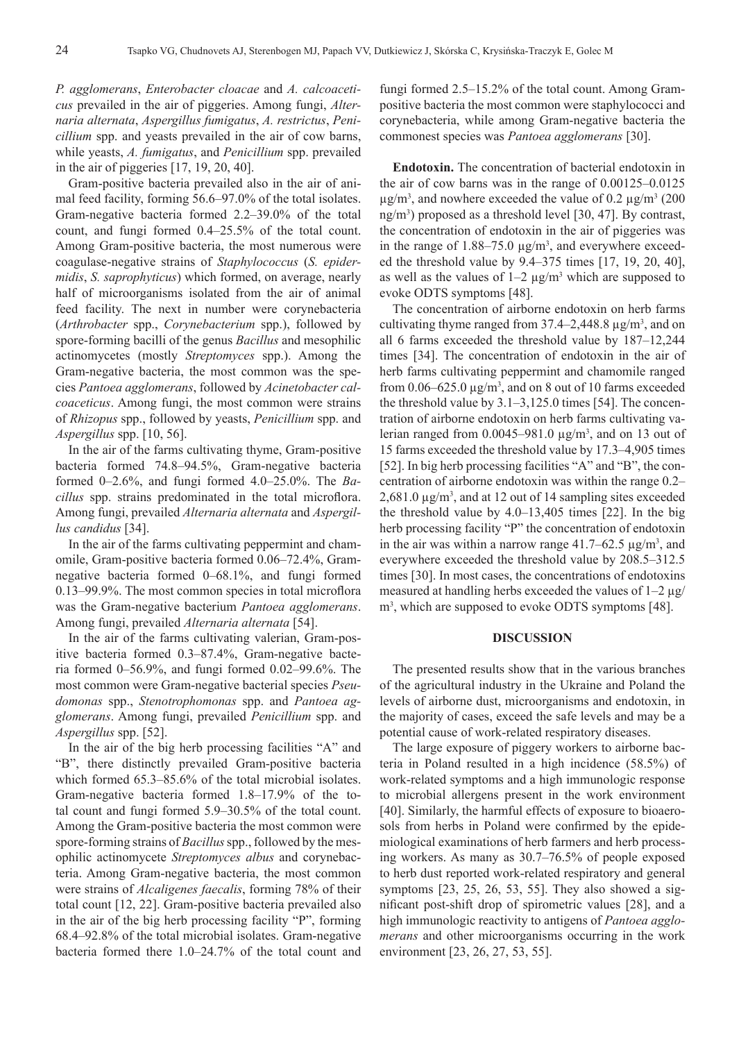*P. agglomerans*, *Enterobacter cloacae* and *A. calcoaceticus* prevailed in the air of piggeries. Among fungi, *Alternaria alternata*, *Aspergillus fumigatus*, *A. restrictus*, *Penicillium* spp. and yeasts prevailed in the air of cow barns, while yeasts, *A. fumigatus*, and *Penicillium* spp. prevailed in the air of piggeries [17, 19, 20, 40].

Gram-positive bacteria prevailed also in the air of animal feed facility, forming 56.6–97.0% of the total isolates. Gram-negative bacteria formed 2.2–39.0% of the total count, and fungi formed 0.4–25.5% of the total count. Among Gram-positive bacteria, the most numerous were coagulase-negative strains of *Staphylococcus* (*S. epidermidis*, *S. saprophyticus*) which formed, on average, nearly half of microorganisms isolated from the air of animal feed facility. The next in number were corynebacteria (*Arthrobacter* spp., *Corynebacterium* spp.), followed by spore-forming bacilli of the genus *Bacillus* and mesophilic actinomycetes (mostly *Streptomyces* spp.). Among the Gram-negative bacteria, the most common was the species *Pantoea agglomerans*, followed by *Acinetobacter calcoaceticus*. Among fungi, the most common were strains of *Rhizopus* spp., followed by yeasts, *Penicillium* spp. and *Aspergillus* spp. [10, 56].

In the air of the farms cultivating thyme, Gram-positive bacteria formed 74.8–94.5%, Gram-negative bacteria formed 0–2.6%, and fungi formed 4.0–25.0%. The *Bacillus* spp. strains predominated in the total microflora. Among fungi, prevailed *Alternaria alternata* and *Aspergillus candidus* [34].

In the air of the farms cultivating peppermint and chamomile, Gram-positive bacteria formed 0.06–72.4%, Gram-negative bacteria formed 0–68.1%, and fungi formed 0.13–99.9%. The most common species in total microflora was the Gram-negative bacterium *Pantoea agglomerans*. Among fungi, prevailed *Alternaria alternata* [54].

In the air of the farms cultivating valerian, Gram-positive bacteria formed 0.3–87.4%, Gram-negative bacteria formed 0–56.9%, and fungi formed 0.02–99.6%. The most common were Gram-negative bacterial species *Pseudomonas* spp., *Stenotrophomonas* spp. and *Pantoea agglomerans*. Among fungi, prevailed *Penicillium* spp. and *Aspergillus* spp. [52].

In the air of the big herb processing facilities "A" and "B", there distinctly prevailed Gram-positive bacteria which formed 65.3–85.6% of the total microbial isolates. Gram-negative bacteria formed 1.8–17.9% of the total count and fungi formed 5.9–30.5% of the total count. Among the Gram-positive bacteria the most common were spore-forming strains of *Bacillus* spp., followed by the mesophilic actinomycete *Streptomyces albus* and corynebacteria. Among Gram-negative bacteria, the most common were strains of *Alcaligenes faecalis*, forming 78% of their total count [12, 22]. Gram-positive bacteria prevailed also in the air of the big herb processing facility "P", forming 68.4–92.8% of the total microbial isolates. Gram-negative bacteria formed there 1.0–24.7% of the total count and fungi formed 2.5–15.2% of the total count. Among Gram-positive bacteria the most common were staphylococci and corynebacteria, while among Gram-negative bacteria the commonest species was *Pantoea agglomerans* [30].

**Endotoxin.** The concentration of bacterial endotoxin in the air of cow barns was in the range of 0.00125–0.0125 μg/m$^3$, and nowhere exceeded the value of 0.2 μg/m$^3$ (200 ng/m$^3$) proposed as a threshold level [30, 47]. By contrast, the concentration of endotoxin in the air of piggeries was in the range of 1.88–75.0 μg/m$^3$, and everywhere exceeded the threshold value by 9.4–375 times [17, 19, 20, 40], as well as the values of 1–2 μg/m$^3$ which are supposed to evoke ODTS symptoms [48].

The concentration of airborne endotoxin on herb farms cultivating thyme ranged from 37.4–2,448.8 μg/m$^3$, and on all 6 farms exceeded the threshold value by 187–12,244 times [34]. The concentration of endotoxin in the air of herb farms cultivating peppermint and chamomile ranged from 0.06–625.0 μg/m$^3$, and on 8 out of 10 farms exceeded the threshold value by 3.1–3,125.0 times [54]. The concentration of airborne endotoxin on herb farms cultivating valerian ranged from 0.0045–981.0 μg/m$^3$, and on 13 out of 15 farms exceeded the threshold value by 17.3–4,905 times [52]. In big herb processing facilities "A" and "B", the concentration of airborne endotoxin was within the range 0.2–2,681.0 μg/m$^3$, and at 12 out of 14 sampling sites exceeded the threshold value by 4.0–13,405 times [22]. In the big herb processing facility "P" the concentration of endotoxin in the air was within a narrow range 41.7–62.5 μg/m$^3$, and everywhere exceeded the threshold value by 208.5–312.5 times [30]. In most cases, the concentrations of endotoxins measured at handling herbs exceeded the values of 1–2 μg/m$^3$, which are supposed to evoke ODTS symptoms [48].

## DISCUSSION

The presented results show that in the various branches of the agricultural industry in the Ukraine and Poland the levels of airborne dust, microorganisms and endotoxin, in the majority of cases, exceed the safe levels and may be a potential cause of work-related respiratory diseases.

The large exposure of piggery workers to airborne bacteria in Poland resulted in a high incidence (58.5%) of work-related symptoms and a high immunologic response to microbial allergens present in the work environment [40]. Similarly, the harmful effects of exposure to bioaerosols from herbs in Poland were confirmed by the epidemiological examinations of herb farmers and herb processing workers. As many as 30.7–76.5% of people exposed to herb dust reported work-related respiratory and general symptoms [23, 25, 26, 53, 55]. They also showed a significant post-shift drop of spirometric values [28], and a high immunologic reactivity to antigens of *Pantoea agglomerans* and other microorganisms occurring in the work environment [23, 26, 27, 53, 55].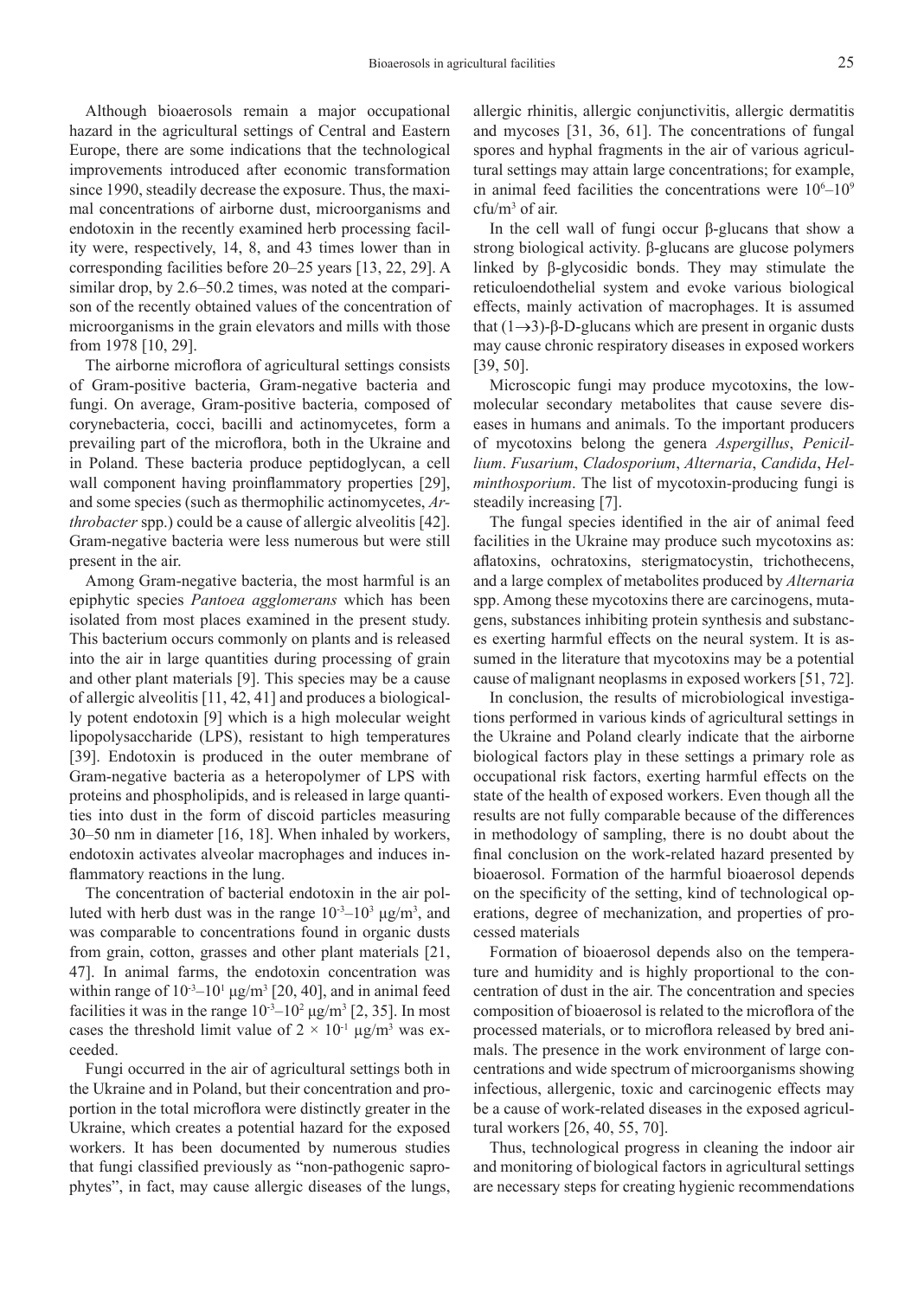Although bioaerosols remain a major occupational hazard in the agricultural settings of Central and Eastern Europe, there are some indications that the technological improvements introduced after economic transformation since 1990, steadily decrease the exposure. Thus, the maximal concentrations of airborne dust, microorganisms and endotoxin in the recently examined herb processing facility were, respectively, 14, 8, and 43 times lower than in corresponding facilities before 20–25 years [13, 22, 29]. A similar drop, by 2.6–50.2 times, was noted at the comparison of the recently obtained values of the concentration of microorganisms in the grain elevators and mills with those from 1978 [10, 29].

The airborne microflora of agricultural settings consists of Gram-positive bacteria, Gram-negative bacteria and fungi. On average, Gram-positive bacteria, composed of corynebacteria, cocci, bacilli and actinomycetes, form a prevailing part of the microflora, both in the Ukraine and in Poland. These bacteria produce peptidoglycan, a cell wall component having proinflammatory properties [29], and some species (such as thermophilic actinomycetes, *Arthrobacter* spp.) could be a cause of allergic alveolitis [42]. Gram-negative bacteria were less numerous but were still present in the air.

Among Gram-negative bacteria, the most harmful is an epiphytic species *Pantoea agglomerans* which has been isolated from most places examined in the present study. This bacterium occurs commonly on plants and is released into the air in large quantities during processing of grain and other plant materials [9]. This species may be a cause of allergic alveolitis [11, 42, 41] and produces a biologically potent endotoxin [9] which is a high molecular weight lipopolysaccharide (LPS), resistant to high temperatures [39]. Endotoxin is produced in the outer membrane of Gram-negative bacteria as a heteropolymer of LPS with proteins and phospholipids, and is released in large quantities into dust in the form of discoid particles measuring 30–50 nm in diameter [16, 18]. When inhaled by workers, endotoxin activates alveolar macrophages and induces inflammatory reactions in the lung.

The concentration of bacterial endotoxin in the air polluted with herb dust was in the range $10^{-3}$–$10^{3}$ μg/m$^3$, and was comparable to concentrations found in organic dusts from grain, cotton, grasses and other plant materials [21, 47]. In animal farms, the endotoxin concentration was within range of $10^{-3}$–$10^{1}$ μg/m$^3$ [20, 40], and in animal feed facilities it was in the range $10^{-3}$–$10^{2}$ μg/m$^3$ [2, 35]. In most cases the threshold limit value of $2 \times 10^{-1}$ μg/m$^3$ was exceeded.

Fungi occurred in the air of agricultural settings both in the Ukraine and in Poland, but their concentration and proportion in the total microflora were distinctly greater in the Ukraine, which creates a potential hazard for the exposed workers. It has been documented by numerous studies that fungi classified previously as "non-pathogenic saprophytes", in fact, may cause allergic diseases of the lungs, allergic rhinitis, allergic conjunctivitis, allergic dermatitis and mycoses [31, 36, 61]. The concentrations of fungal spores and hyphal fragments in the air of various agricultural settings may attain large concentrations; for example, in animal feed facilities the concentrations were $10^{6}$–$10^{9}$ cfu/m$^3$ of air.

In the cell wall of fungi occur β-glucans that show a strong biological activity. β-glucans are glucose polymers linked by β-glycosidic bonds. They may stimulate the reticuloendothelial system and evoke various biological effects, mainly activation of macrophages. It is assumed that (1→3)-β-D-glucans which are present in organic dusts may cause chronic respiratory diseases in exposed workers [39, 50].

Microscopic fungi may produce mycotoxins, the low-molecular secondary metabolites that cause severe diseases in humans and animals. To the important producers of mycotoxins belong the genera *Aspergillus*, *Penicillium*. *Fusarium*, *Cladosporium*, *Alternaria*, *Candida*, *Helminthosporium*. The list of mycotoxin-producing fungi is steadily increasing [7].

The fungal species identified in the air of animal feed facilities in the Ukraine may produce such mycotoxins as: aflatoxins, ochratoxins, sterigmatocystin, trichothecens, and a large complex of metabolites produced by *Alternaria* spp. Among these mycotoxins there are carcinogens, mutagens, substances inhibiting protein synthesis and substances exerting harmful effects on the neural system. It is assumed in the literature that mycotoxins may be a potential cause of malignant neoplasms in exposed workers [51, 72].

In conclusion, the results of microbiological investigations performed in various kinds of agricultural settings in the Ukraine and Poland clearly indicate that the airborne biological factors play in these settings a primary role as occupational risk factors, exerting harmful effects on the state of the health of exposed workers. Even though all the results are not fully comparable because of the differences in methodology of sampling, there is no doubt about the final conclusion on the work-related hazard presented by bioaerosol. Formation of the harmful bioaerosol depends on the specificity of the setting, kind of technological operations, degree of mechanization, and properties of processed materials

Formation of bioaerosol depends also on the temperature and humidity and is highly proportional to the concentration of dust in the air. The concentration and species composition of bioaerosol is related to the microflora of the processed materials, or to microflora released by bred animals. The presence in the work environment of large concentrations and wide spectrum of microorganisms showing infectious, allergenic, toxic and carcinogenic effects may be a cause of work-related diseases in the exposed agricultural workers [26, 40, 55, 70].

Thus, technological progress in cleaning the indoor air and monitoring of biological factors in agricultural settings are necessary steps for creating hygienic recommendations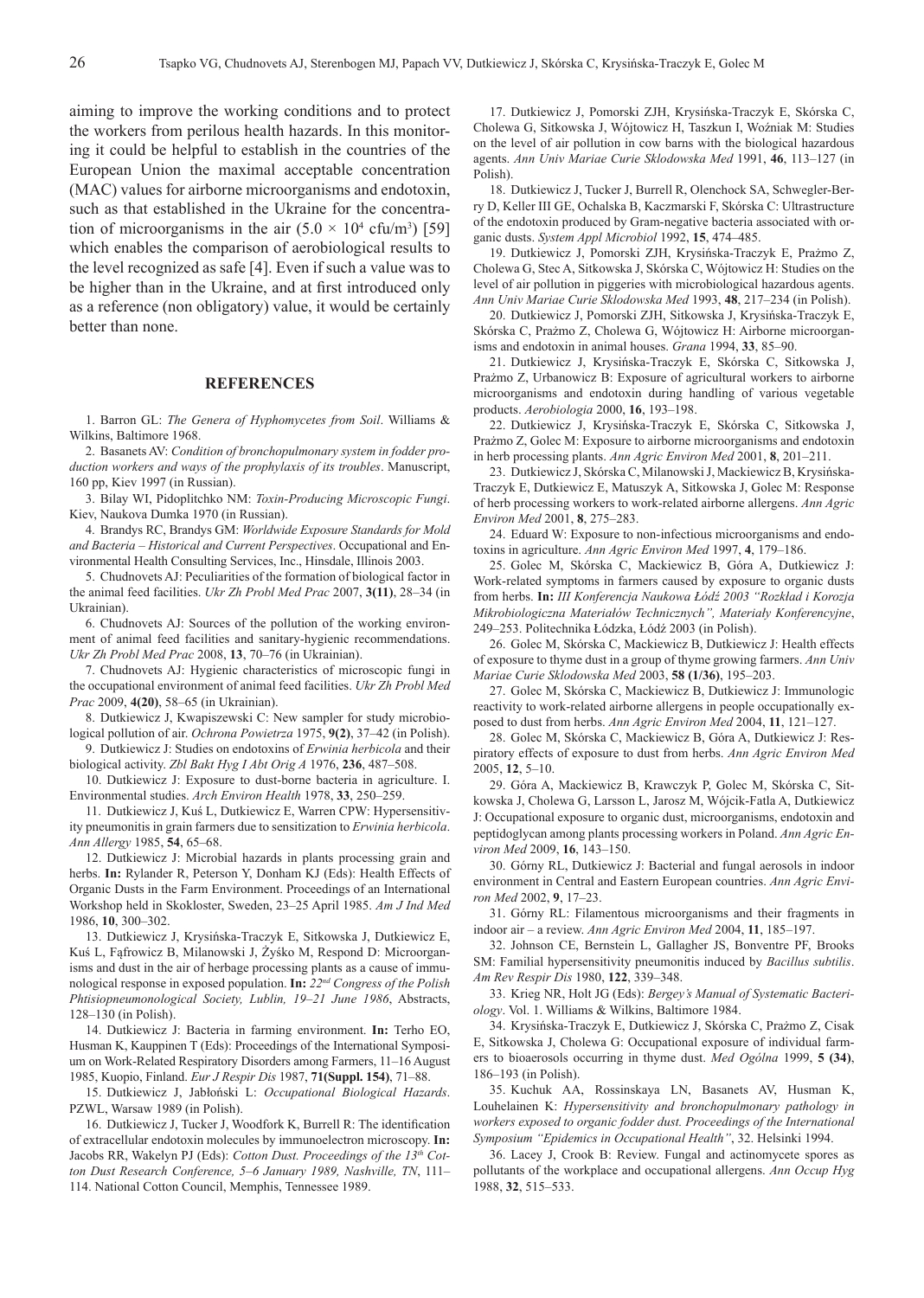aiming to improve the working conditions and to protect the workers from perilous health hazards. In this monitoring it could be helpful to establish in the countries of the European Union the maximal acceptable concentration (MAC) values for airborne microorganisms and endotoxin, such as that established in the Ukraine for the concentration of microorganisms in the air ($5.0 \times 10^4$ cfu/m$^3$) [59] which enables the comparison of aerobiological results to the level recognized as safe [4]. Even if such a value was to be higher than in the Ukraine, and at first introduced only as a reference (non obligatory) value, it would be certainly better than none.

## REFERENCES

1. Barron GL: *The Genera of Hyphomycetes from Soil*. Williams & Wilkins, Baltimore 1968.

2. Basanets AV: *Condition of bronchopulmonary system in fodder production workers and ways of the prophylaxis of its troubles*. Manuscript, 160 pp, Kiev 1997 (in Russian).

3. Bilay WI, Pidoplitchko NM: *Toxin-Producing Microscopic Fungi*. Kiev, Naukova Dumka 1970 (in Russian).

4. Brandys RC, Brandys GM: *Worldwide Exposure Standards for Mold and Bacteria – Historical and Current Perspectives*. Occupational and Environmental Health Consulting Services, Inc., Hinsdale, Illinois 2003.

5. Chudnovets AJ: Peculiarities of the formation of biological factor in the animal feed facilities. *Ukr Zh Probl Med Prac* 2007, **3(11)**, 28–34 (in Ukrainian).

6. Chudnovets AJ: Sources of the pollution of the working environment of animal feed facilities and sanitary-hygienic recommendations. *Ukr Zh Probl Med Prac* 2008, **13**, 70–76 (in Ukrainian).

7. Chudnovets AJ: Hygienic characteristics of microscopic fungi in the occupational environment of animal feed facilities. *Ukr Zh Probl Med Prac* 2009, **4(20)**, 58–65 (in Ukrainian).

8. Dutkiewicz J, Kwapiszewski C: New sampler for study microbiological pollution of air. *Ochrona Powietrza* 1975, **9(2)**, 37–42 (in Polish).

9. Dutkiewicz J: Studies on endotoxins of *Erwinia herbicola* and their biological activity. *Zbl Bakt Hyg I Abt Orig A* 1976, **236**, 487–508.

10. Dutkiewicz J: Exposure to dust-borne bacteria in agriculture. I. Environmental studies. *Arch Environ Health* 1978, **33**, 250–259.

11. Dutkiewicz J, Kuś L, Dutkiewicz E, Warren CPW: Hypersensitivity pneumonitis in grain farmers due to sensitization to *Erwinia herbicola*. *Ann Allergy* 1985, **54**, 65–68.

12. Dutkiewicz J: Microbial hazards in plants processing grain and herbs. **In:** Rylander R, Peterson Y, Donham KJ (Eds): Health Effects of Organic Dusts in the Farm Environment. Proceedings of an International Workshop held in Skokloster, Sweden, 23–25 April 1985. *Am J Ind Med* 1986, **10**, 300–302.

13. Dutkiewicz J, Krysińska-Traczyk E, Sitkowska J, Dutkiewicz E, Kuś L, Fąfrowicz B, Milanowski J, Żyśko M, Respond D: Microorganisms and dust in the air of herbage processing plants as a cause of immunological response in exposed population. **In:** *22nd Congress of the Polish Phtisiopneumonological Society, Lublin, 19–21 June 1986*, Abstracts, 128–130 (in Polish).

14. Dutkiewicz J: Bacteria in farming environment. **In:** Terho EO, Husman K, Kauppinen T (Eds): Proceedings of the International Symposium on Work-Related Respiratory Disorders among Farmers, 11–16 August 1985, Kuopio, Finland. *Eur J Respir Dis* 1987, **71(Suppl. 154)**, 71–88.

15. Dutkiewicz J, Jabłoński L: *Occupational Biological Hazards*. PZWL, Warsaw 1989 (in Polish).

16. Dutkiewicz J, Tucker J, Woodfork K, Burrell R: The identification of extracellular endotoxin molecules by immunoelectron microscopy. **In:** Jacobs RR, Wakelyn PJ (Eds): *Cotton Dust. Proceedings of the 13th Cotton Dust Research Conference, 5–6 January 1989, Nashville, TN*, 111–114. National Cotton Council, Memphis, Tennessee 1989.

17. Dutkiewicz J, Pomorski ZJH, Krysińska-Traczyk E, Skórska C, Cholewa G, Sitkowska J, Wójtowicz H, Taszkun I, Woźniak M: Studies on the level of air pollution in cow barns with the biological hazardous agents. *Ann Univ Mariae Curie Sklodowska Med* 1991, **46**, 113–127 (in Polish).

18. Dutkiewicz J, Tucker J, Burrell R, Olenchock SA, Schwegler-Berry D, Keller III GE, Ochalska B, Kaczmarski F, Skórska C: Ultrastructure of the endotoxin produced by Gram-negative bacteria associated with organic dusts. *System Appl Microbiol* 1992, **15**, 474–485.

19. Dutkiewicz J, Pomorski ZJH, Krysińska-Traczyk E, Prażmo Z, Cholewa G, Stec A, Sitkowska J, Skórska C, Wójtowicz H: Studies on the level of air pollution in piggeries with microbiological hazardous agents. *Ann Univ Mariae Curie Sklodowska Med* 1993, **48**, 217–234 (in Polish).

20. Dutkiewicz J, Pomorski ZJH, Sitkowska J, Krysińska-Traczyk E, Skórska C, Prażmo Z, Cholewa G, Wójtowicz H: Airborne microorganisms and endotoxin in animal houses. *Grana* 1994, **33**, 85–90.

21. Dutkiewicz J, Krysińska-Traczyk E, Skórska C, Sitkowska J, Prażmo Z, Urbanowicz B: Exposure of agricultural workers to airborne microorganisms and endotoxin during handling of various vegetable products. *Aerobiologia* 2000, **16**, 193–198.

22. Dutkiewicz J, Krysińska-Traczyk E, Skórska C, Sitkowska J, Prażmo Z, Golec M: Exposure to airborne microorganisms and endotoxin in herb processing plants. *Ann Agric Environ Med* 2001, **8**, 201–211.

23. Dutkiewicz J, Skórska C, Milanowski J, Mackiewicz B, Krysińska-Traczyk E, Dutkiewicz E, Matuszyk A, Sitkowska J, Golec M: Response of herb processing workers to work-related airborne allergens. *Ann Agric Environ Med* 2001, **8**, 275–283.

24. Eduard W: Exposure to non-infectious microorganisms and endotoxins in agriculture. *Ann Agric Environ Med* 1997, **4**, 179–186.

25. Golec M, Skórska C, Mackiewicz B, Góra A, Dutkiewicz J: Work-related symptoms in farmers caused by exposure to organic dusts from herbs. **In:** *III Konferencja Naukowa Łódź 2003 "Rozkład i Korozja Mikrobiologiczna Materiałów Technicznych", Materiały Konferencyjne*, 249–253. Politechnika Łódzka, Łódź 2003 (in Polish).

26. Golec M, Skórska C, Mackiewicz B, Dutkiewicz J: Health effects of exposure to thyme dust in a group of thyme growing farmers. *Ann Univ Mariae Curie Sklodowska Med* 2003, **58 (1/36)**, 195–203.

27. Golec M, Skórska C, Mackiewicz B, Dutkiewicz J: Immunologic reactivity to work-related airborne allergens in people occupationally exposed to dust from herbs. *Ann Agric Environ Med* 2004, **11**, 121–127.

28. Golec M, Skórska C, Mackiewicz B, Góra A, Dutkiewicz J: Respiratory effects of exposure to dust from herbs. *Ann Agric Environ Med* 2005, **12**, 5–10.

29. Góra A, Mackiewicz B, Krawczyk P, Golec M, Skórska C, Sitkowska J, Cholewa G, Larsson L, Jarosz M, Wójcik-Fatla A, Dutkiewicz J: Occupational exposure to organic dust, microorganisms, endotoxin and peptidoglycan among plants processing workers in Poland. *Ann Agric Environ Med* 2009, **16**, 143–150.

30. Górny RL, Dutkiewicz J: Bacterial and fungal aerosols in indoor environment in Central and Eastern European countries. *Ann Agric Environ Med* 2002, **9**, 17–23.

31. Górny RL: Filamentous microorganisms and their fragments in indoor air – a review. *Ann Agric Environ Med* 2004, **11**, 185–197.

32. Johnson CE, Bernstein L, Gallagher JS, Bonventre PF, Brooks SM: Familial hypersensitivity pneumonitis induced by *Bacillus subtilis*. *Am Rev Respir Dis* 1980, **122**, 339–348.

33. Krieg NR, Holt JG (Eds): *Bergey's Manual of Systematic Bacteriology*. Vol. 1. Williams & Wilkins, Baltimore 1984.

34. Krysińska-Traczyk E, Dutkiewicz J, Skórska C, Prażmo Z, Cisak E, Sitkowska J, Cholewa G: Occupational exposure of individual farmers to bioaerosols occurring in thyme dust. *Med Ogólna* 1999, **5 (34)**, 186–193 (in Polish).

35. Kuchuk AA, Rossinskaya LN, Basanets AV, Husman K, Louhelainen K: *Hypersensitivity and bronchopulmonary pathology in workers exposed to organic fodder dust. Proceedings of the International Symposium "Epidemics in Occupational Health"*, 32. Helsinki 1994.

36. Lacey J, Crook B: Review. Fungal and actinomycete spores as pollutants of the workplace and occupational allergens. *Ann Occup Hyg* 1988, **32**, 515–533.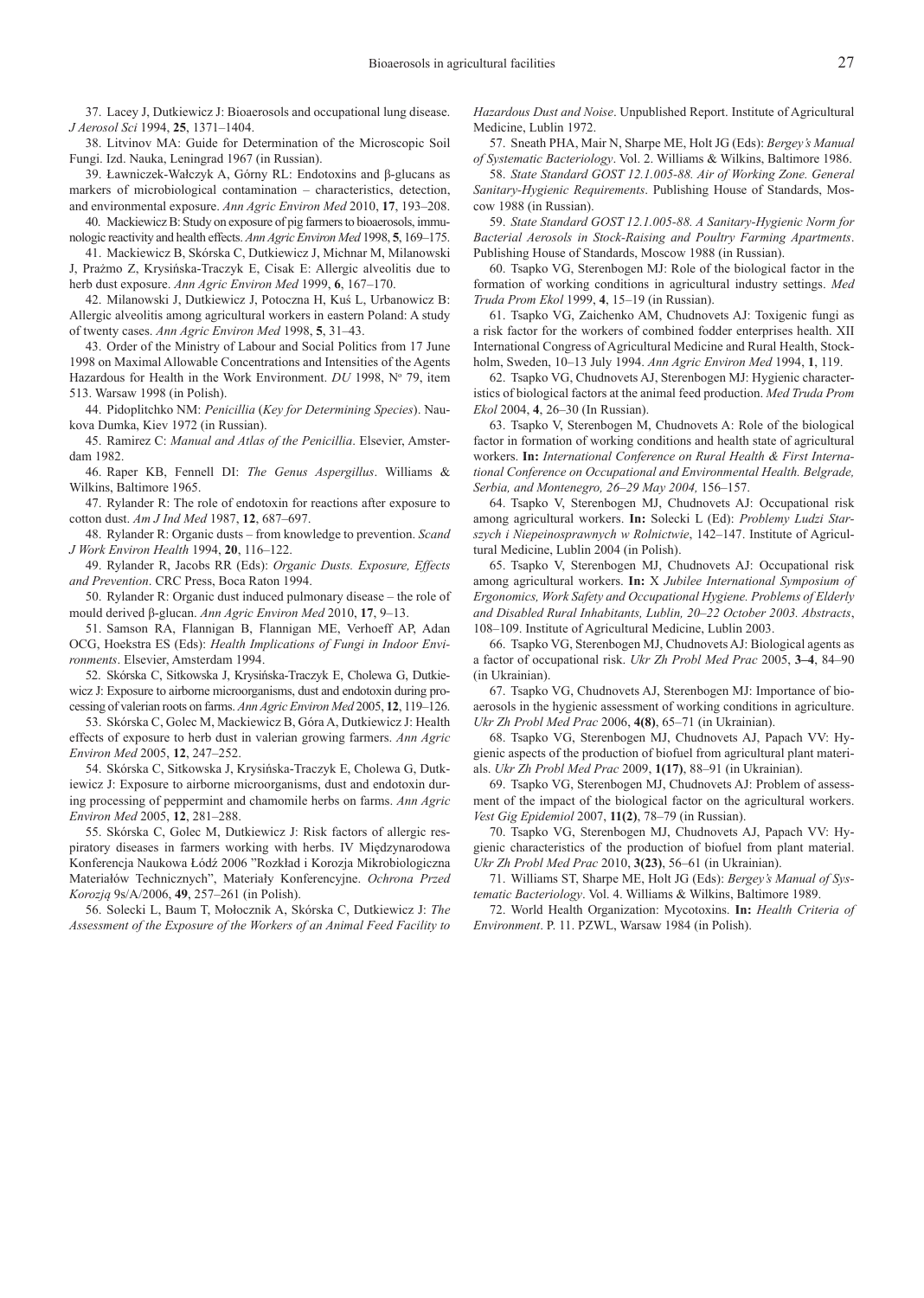37. Lacey J, Dutkiewicz J: Bioaerosols and occupational lung disease. *J Aerosol Sci* 1994, **25**, 1371–1404.

38. Litvinov MA: Guide for Determination of the Microscopic Soil Fungi. Izd. Nauka, Leningrad 1967 (in Russian).

39. Ławniczek-Wałczyk A, Górny RL: Endotoxins and β-glucans as markers of microbiological contamination – characteristics, detection, and environmental exposure. *Ann Agric Environ Med* 2010, **17**, 193–208.

40. Mackiewicz B: Study on exposure of pig farmers to bioaerosols, immunologic reactivity and health effects. *Ann Agric Environ Med* 1998, **5**, 169–175.

41. Mackiewicz B, Skórska C, Dutkiewicz J, Michnar M, Milanowski J, Prażmo Z, Krysińska-Traczyk E, Cisak E: Allergic alveolitis due to herb dust exposure. *Ann Agric Environ Med* 1999, **6**, 167–170.

42. Milanowski J, Dutkiewicz J, Potoczna H, Kuś L, Urbanowicz B: Allergic alveolitis among agricultural workers in eastern Poland: A study of twenty cases. *Ann Agric Environ Med* 1998, **5**, 31–43.

43. Order of the Ministry of Labour and Social Politics from 17 June 1998 on Maximal Allowable Concentrations and Intensities of the Agents Hazardous for Health in the Work Environment. *DU* 1998, Nº 79, item 513. Warsaw 1998 (in Polish).

44. Pidoplitchko NM: *Penicillia* (*Key for Determining Species*). Naukova Dumka, Kiev 1972 (in Russian).

45. Ramirez C: *Manual and Atlas of the Penicillia*. Elsevier, Amsterdam 1982.

46. Raper KB, Fennell DI: *The Genus Aspergillus*. Williams & Wilkins, Baltimore 1965.

47. Rylander R: The role of endotoxin for reactions after exposure to cotton dust. *Am J Ind Med* 1987, **12**, 687–697.

48. Rylander R: Organic dusts – from knowledge to prevention. *Scand J Work Environ Health* 1994, **20**, 116–122.

49. Rylander R, Jacobs RR (Eds): *Organic Dusts. Exposure, Effects and Prevention*. CRC Press, Boca Raton 1994.

50. Rylander R: Organic dust induced pulmonary disease – the role of mould derived β-glucan. *Ann Agric Environ Med* 2010, **17**, 9–13.

51. Samson RA, Flannigan B, Flannigan ME, Verhoeff AP, Adan OCG, Hoekstra ES (Eds): *Health Implications of Fungi in Indoor Environments*. Elsevier, Amsterdam 1994.

52. Skórska C, Sitkowska J, Krysińska-Traczyk E, Cholewa G, Dutkiewicz J: Exposure to airborne microorganisms, dust and endotoxin during processing of valerian roots on farms. *Ann Agric Environ Med* 2005, **12**, 119–126.

53. Skórska C, Golec M, Mackiewicz B, Góra A, Dutkiewicz J: Health effects of exposure to herb dust in valerian growing farmers. *Ann Agric Environ Med* 2005, **12**, 247–252.

54. Skórska C, Sitkowska J, Krysińska-Traczyk E, Cholewa G, Dutkiewicz J: Exposure to airborne microorganisms, dust and endotoxin during processing of peppermint and chamomile herbs on farms. *Ann Agric Environ Med* 2005, **12**, 281–288.

55. Skórska C, Golec M, Dutkiewicz J: Risk factors of allergic respiratory diseases in farmers working with herbs. IV Międzynarodowa Konferencja Naukowa Łódź 2006 "Rozkład i Korozja Mikrobiologiczna Materiałów Technicznych", Materiały Konferencyjne. *Ochrona Przed Korozją* 9s/A/2006, **49**, 257–261 (in Polish).

56. Solecki L, Baum T, Mołocznik A, Skórska C, Dutkiewicz J: *The Assessment of the Exposure of the Workers of an Animal Feed Facility to Hazardous Dust and Noise*. Unpublished Report. Institute of Agricultural Medicine, Lublin 1972.

57. Sneath PHA, Mair N, Sharpe ME, Holt JG (Eds): *Bergey's Manual of Systematic Bacteriology*. Vol. 2. Williams & Wilkins, Baltimore 1986.

58. *State Standard GOST 12.1.005-88. Air of Working Zone. General Sanitary-Hygienic Requirements*. Publishing House of Standards, Moscow 1988 (in Russian).

59. *State Standard GOST 12.1.005-88. A Sanitary-Hygienic Norm for Bacterial Aerosols in Stock-Raising and Poultry Farming Apartments*. Publishing House of Standards, Moscow 1988 (in Russian).

60. Tsapko VG, Sterenbogen MJ: Role of the biological factor in the formation of working conditions in agricultural industry settings. *Med Truda Prom Ekol* 1999, **4**, 15–19 (in Russian).

61. Tsapko VG, Zaichenko AM, Chudnovets AJ: Toxigenic fungi as a risk factor for the workers of combined fodder enterprises health. XII International Congress of Agricultural Medicine and Rural Health, Stockholm, Sweden, 10–13 July 1994. *Ann Agric Environ Med* 1994, **1**, 119.

62. Tsapko VG, Chudnovets AJ, Sterenbogen MJ: Hygienic characteristics of biological factors at the animal feed production. *Med Truda Prom Ekol* 2004, **4**, 26–30 (In Russian).

63. Tsapko V, Sterenbogen M, Chudnovets A: Role of the biological factor in formation of working conditions and health state of agricultural workers. **In:** *International Conference on Rural Health & First International Conference on Occupational and Environmental Health. Belgrade, Serbia, and Montenegro, 26–29 May 2004,* 156–157.

64. Tsapko V, Sterenbogen MJ, Chudnovets AJ: Occupational risk among agricultural workers. **In:** Solecki L (Ed): *Problemy Ludzi Starszych i Niepełnosprawnych w Rolnictwie*, 142–147. Institute of Agricultural Medicine, Lublin 2004 (in Polish).

65. Tsapko V, Sterenbogen MJ, Chudnovets AJ: Occupational risk among agricultural workers. **In:** X *Jubilee International Symposium of Ergonomics, Work Safety and Occupational Hygiene. Problems of Elderly and Disabled Rural Inhabitants, Lublin, 20–22 October 2003. Abstracts*, 108–109. Institute of Agricultural Medicine, Lublin 2003.

66. Tsapko VG, Sterenbogen MJ, Chudnovets AJ: Biological agents as a factor of occupational risk. *Ukr Zh Probl Med Prac* 2005, **3–4**, 84–90 (in Ukrainian).

67. Tsapko VG, Chudnovets AJ, Sterenbogen MJ: Importance of bioaerosols in the hygienic assessment of working conditions in agriculture. *Ukr Zh Probl Med Prac* 2006, **4(8)**, 65–71 (in Ukrainian).

68. Tsapko VG, Sterenbogen MJ, Chudnovets AJ, Papach VV: Hygienic aspects of the production of biofuel from agricultural plant materials. *Ukr Zh Probl Med Prac* 2009, **1(17)**, 88–91 (in Ukrainian).

69. Tsapko VG, Sterenbogen MJ, Chudnovets AJ: Problem of assessment of the impact of the biological factor on the agricultural workers. *Vest Gig Epidemiol* 2007, **11(2)**, 78–79 (in Russian).

70. Tsapko VG, Sterenbogen MJ, Chudnovets AJ, Papach VV: Hygienic characteristics of the production of biofuel from plant material. *Ukr Zh Probl Med Prac* 2010, **3(23)**, 56–61 (in Ukrainian).

71. Williams ST, Sharpe ME, Holt JG (Eds): *Bergey's Manual of Systematic Bacteriology*. Vol. 4. Williams & Wilkins, Baltimore 1989.

72. World Health Organization: Mycotoxins. **In:** *Health Criteria of Environment*. P. 11. PZWL, Warsaw 1984 (in Polish).